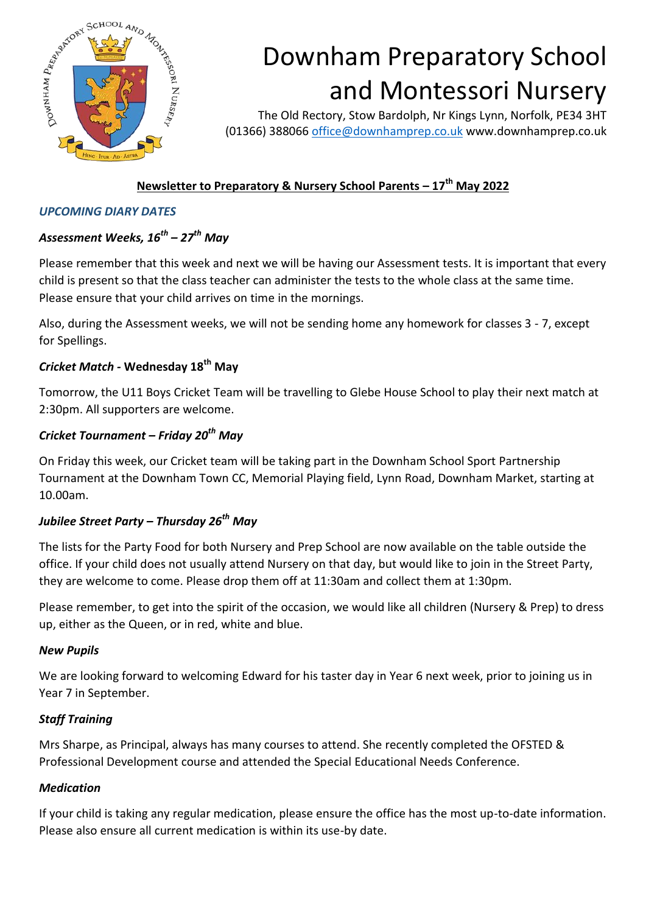# Downham Preparatory School and Montessori Nursery

The Old Rectory, Stow Bardolph, Nr Kings Lynn, Norfolk, PE34 3HT
(01366) 388066 office@downhamprep.co.uk www.downhamprep.co.uk

## Newsletter to Preparatory & Nursery School Parents – 17th May 2022

***UPCOMING DIARY DATES***

### *Assessment Weeks, 16th – 27th May*

Please remember that this week and next we will be having our Assessment tests. It is important that every child is present so that the class teacher can administer the tests to the whole class at the same time. Please ensure that your child arrives on time in the mornings.

Also, during the Assessment weeks, we will not be sending home any homework for classes 3 - 7, except for Spellings.

### *Cricket Match* - Wednesday 18th May

Tomorrow, the U11 Boys Cricket Team will be travelling to Glebe House School to play their next match at 2:30pm. All supporters are welcome.

### *Cricket Tournament – Friday 20th May*

On Friday this week, our Cricket team will be taking part in the Downham School Sport Partnership Tournament at the Downham Town CC, Memorial Playing field, Lynn Road, Downham Market, starting at 10.00am.

### *Jubilee Street Party – Thursday 26th May*

The lists for the Party Food for both Nursery and Prep School are now available on the table outside the office. If your child does not usually attend Nursery on that day, but would like to join in the Street Party, they are welcome to come. Please drop them off at 11:30am and collect them at 1:30pm.

Please remember, to get into the spirit of the occasion, we would like all children (Nursery & Prep) to dress up, either as the Queen, or in red, white and blue.

### *New Pupils*

We are looking forward to welcoming Edward for his taster day in Year 6 next week, prior to joining us in Year 7 in September.

### *Staff Training*

Mrs Sharpe, as Principal, always has many courses to attend. She recently completed the OFSTED & Professional Development course and attended the Special Educational Needs Conference.

### *Medication*

If your child is taking any regular medication, please ensure the office has the most up-to-date information. Please also ensure all current medication is within its use-by date.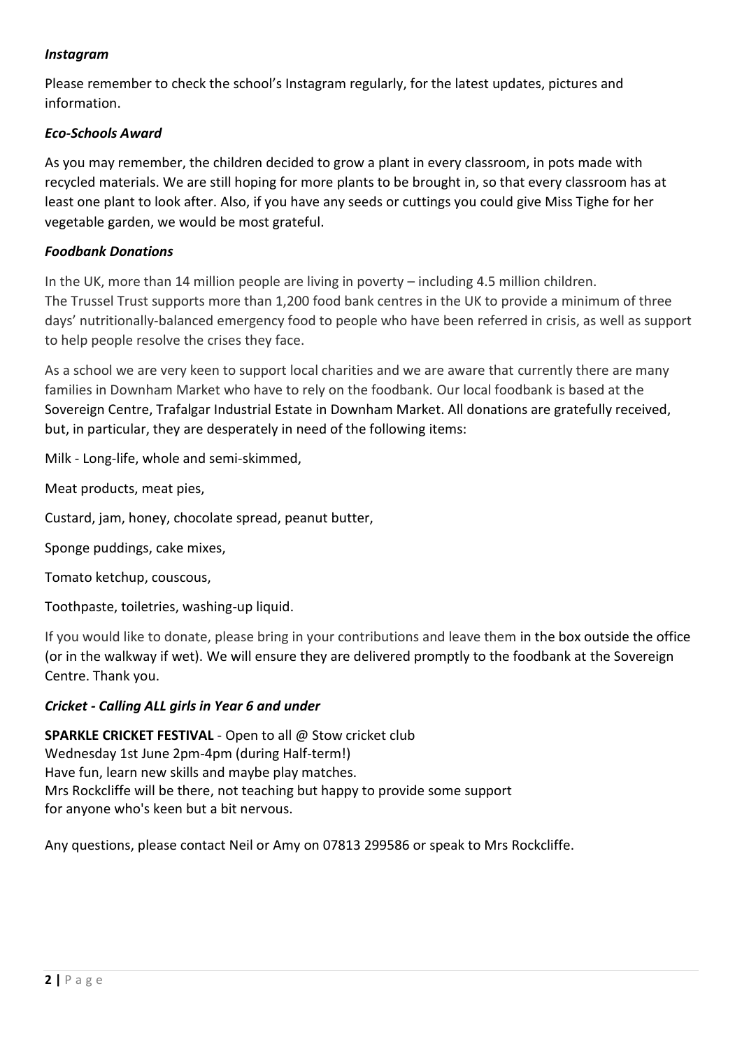### *Instagram*

Please remember to check the school's Instagram regularly, for the latest updates, pictures and information.

### *Eco-Schools Award*

As you may remember, the children decided to grow a plant in every classroom, in pots made with recycled materials. We are still hoping for more plants to be brought in, so that every classroom has at least one plant to look after. Also, if you have any seeds or cuttings you could give Miss Tighe for her vegetable garden, we would be most grateful.

### *Foodbank Donations*

In the UK, more than 14 million people are living in poverty – including 4.5 million children.
The Trussel Trust supports more than 1,200 food bank centres in the UK to provide a minimum of three days' nutritionally-balanced emergency food to people who have been referred in crisis, as well as support to help people resolve the crises they face.

As a school we are very keen to support local charities and we are aware that currently there are many families in Downham Market who have to rely on the foodbank. Our local foodbank is based at the Sovereign Centre, Trafalgar Industrial Estate in Downham Market. All donations are gratefully received, but, in particular, they are desperately in need of the following items:

Milk - Long-life, whole and semi-skimmed,

Meat products, meat pies,

Custard, jam, honey, chocolate spread, peanut butter,

Sponge puddings, cake mixes,

Tomato ketchup, couscous,

Toothpaste, toiletries, washing-up liquid.

If you would like to donate, please bring in your contributions and leave them in the box outside the office (or in the walkway if wet). We will ensure they are delivered promptly to the foodbank at the Sovereign Centre. Thank you.

### *Cricket - Calling ALL girls in Year 6 and under*

**SPARKLE CRICKET FESTIVAL** - Open to all @ Stow cricket club
Wednesday 1st June 2pm-4pm (during Half-term!)
Have fun, learn new skills and maybe play matches.
Mrs Rockcliffe will be there, not teaching but happy to provide some support
for anyone who's keen but a bit nervous.

Any questions, please contact Neil or Amy on 07813 299586 or speak to Mrs Rockcliffe.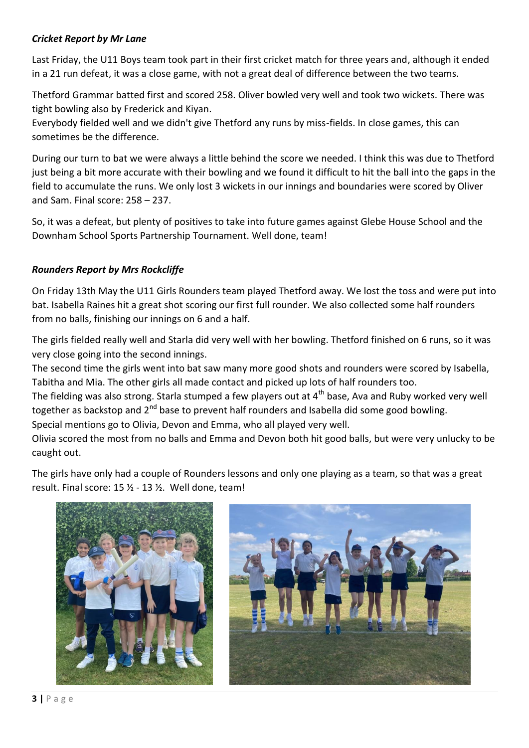***Cricket Report by Mr Lane***

Last Friday, the U11 Boys team took part in their first cricket match for three years and, although it ended in a 21 run defeat, it was a close game, with not a great deal of difference between the two teams.

Thetford Grammar batted first and scored 258. Oliver bowled very well and took two wickets. There was tight bowling also by Frederick and Kiyan.
Everybody fielded well and we didn't give Thetford any runs by miss-fields. In close games, this can sometimes be the difference.

During our turn to bat we were always a little behind the score we needed. I think this was due to Thetford just being a bit more accurate with their bowling and we found it difficult to hit the ball into the gaps in the field to accumulate the runs. We only lost 3 wickets in our innings and boundaries were scored by Oliver and Sam. Final score: 258 – 237.

So, it was a defeat, but plenty of positives to take into future games against Glebe House School and the Downham School Sports Partnership Tournament. Well done, team!

***Rounders Report by Mrs Rockcliffe***

On Friday 13th May the U11 Girls Rounders team played Thetford away. We lost the toss and were put into bat. Isabella Raines hit a great shot scoring our first full rounder. We also collected some half rounders from no balls, finishing our innings on 6 and a half.

The girls fielded really well and Starla did very well with her bowling. Thetford finished on 6 runs, so it was very close going into the second innings.
The second time the girls went into bat saw many more good shots and rounders were scored by Isabella, Tabitha and Mia. The other girls all made contact and picked up lots of half rounders too.
The fielding was also strong. Starla stumped a few players out at 4th base, Ava and Ruby worked very well together as backstop and 2nd base to prevent half rounders and Isabella did some good bowling.
Special mentions go to Olivia, Devon and Emma, who all played very well.
Olivia scored the most from no balls and Emma and Devon both hit good balls, but were very unlucky to be caught out.

The girls have only had a couple of Rounders lessons and only one playing as a team, so that was a great result. Final score: 15 ½ - 13 ½. Well done, team!